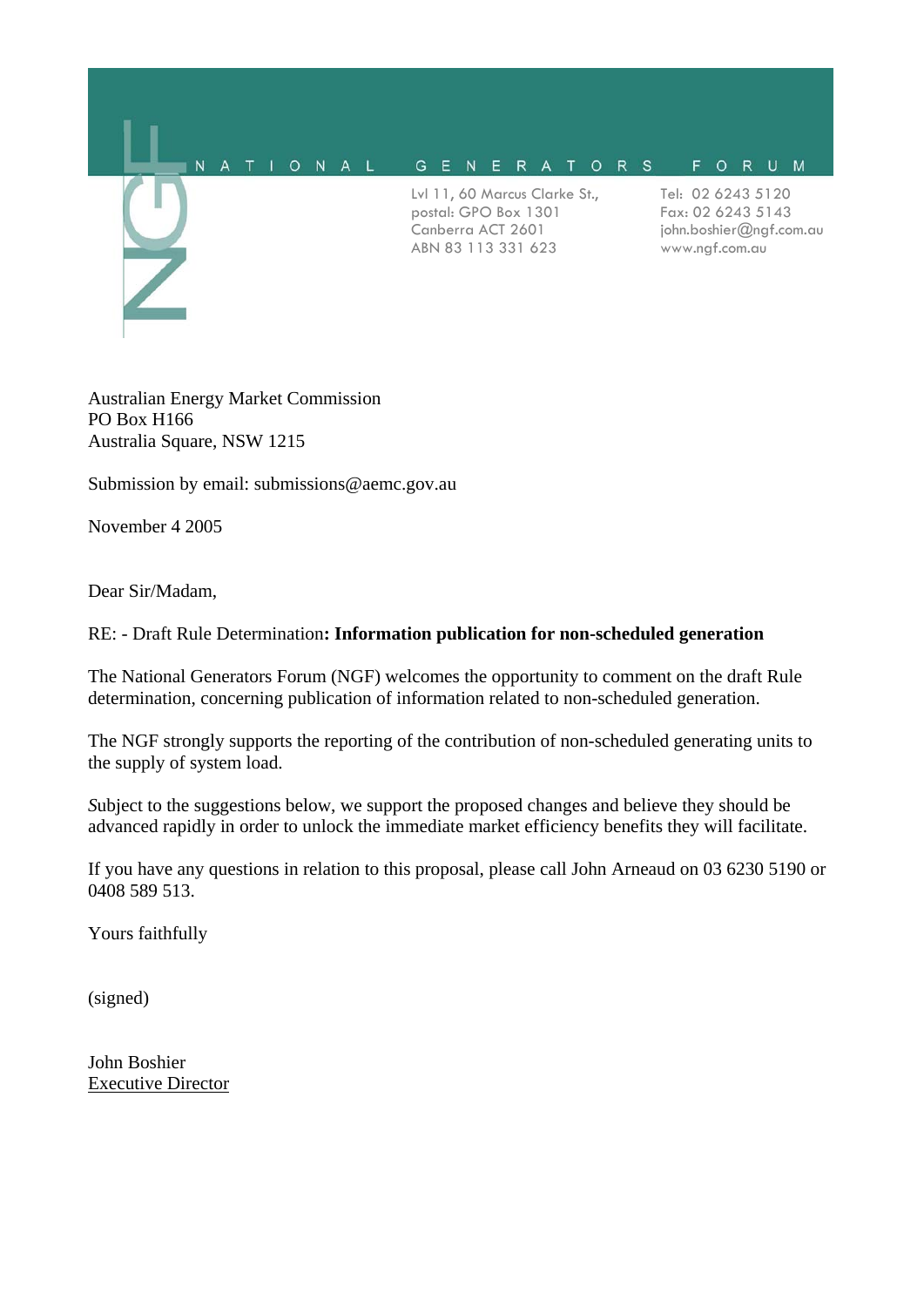NATIONAL GENERATORS FORUM

Lvl 11, 60 Marcus Clarke St.,
postal: GPO Box 1301
Canberra ACT 2601
ABN 83 113 331 623

Tel: 02 6243 5120
Fax: 02 6243 5143
john.boshier@ngf.com.au
www.ngf.com.au

Australian Energy Market Commission
PO Box H166
Australia Square, NSW 1215

Submission by email: submissions@aemc.gov.au

November 4 2005

Dear Sir/Madam,

RE: - Draft Rule Determination**: Information publication for non-scheduled generation**

The National Generators Forum (NGF) welcomes the opportunity to comment on the draft Rule determination, concerning publication of information related to non-scheduled generation.

The NGF strongly supports the reporting of the contribution of non-scheduled generating units to the supply of system load.

*S*ubject to the suggestions below, we support the proposed changes and believe they should be advanced rapidly in order to unlock the immediate market efficiency benefits they will facilitate.

If you have any questions in relation to this proposal, please call John Arneaud on 03 6230 5190 or 0408 589 513.

Yours faithfully

(signed)

John Boshier
Executive Director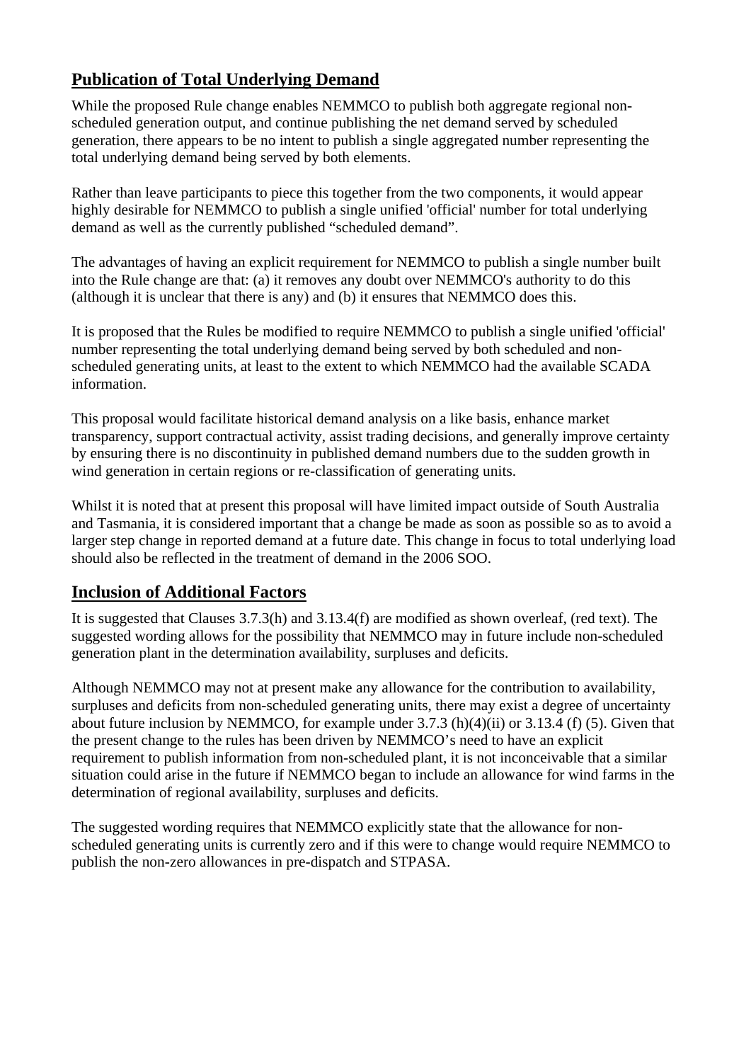## Publication of Total Underlying Demand

While the proposed Rule change enables NEMMCO to publish both aggregate regional non-scheduled generation output, and continue publishing the net demand served by scheduled generation, there appears to be no intent to publish a single aggregated number representing the total underlying demand being served by both elements.

Rather than leave participants to piece this together from the two components, it would appear highly desirable for NEMMCO to publish a single unified 'official' number for total underlying demand as well as the currently published "scheduled demand".

The advantages of having an explicit requirement for NEMMCO to publish a single number built into the Rule change are that: (a) it removes any doubt over NEMMCO's authority to do this (although it is unclear that there is any) and (b) it ensures that NEMMCO does this.

It is proposed that the Rules be modified to require NEMMCO to publish a single unified 'official' number representing the total underlying demand being served by both scheduled and non-scheduled generating units, at least to the extent to which NEMMCO had the available SCADA information.

This proposal would facilitate historical demand analysis on a like basis, enhance market transparency, support contractual activity, assist trading decisions, and generally improve certainty by ensuring there is no discontinuity in published demand numbers due to the sudden growth in wind generation in certain regions or re-classification of generating units.

Whilst it is noted that at present this proposal will have limited impact outside of South Australia and Tasmania, it is considered important that a change be made as soon as possible so as to avoid a larger step change in reported demand at a future date. This change in focus to total underlying load should also be reflected in the treatment of demand in the 2006 SOO.

## Inclusion of Additional Factors

It is suggested that Clauses 3.7.3(h) and 3.13.4(f) are modified as shown overleaf, (red text). The suggested wording allows for the possibility that NEMMCO may in future include non-scheduled generation plant in the determination availability, surpluses and deficits.

Although NEMMCO may not at present make any allowance for the contribution to availability, surpluses and deficits from non-scheduled generating units, there may exist a degree of uncertainty about future inclusion by NEMMCO, for example under 3.7.3 (h)(4)(ii) or 3.13.4 (f) (5). Given that the present change to the rules has been driven by NEMMCO's need to have an explicit requirement to publish information from non-scheduled plant, it is not inconceivable that a similar situation could arise in the future if NEMMCO began to include an allowance for wind farms in the determination of regional availability, surpluses and deficits.

The suggested wording requires that NEMMCO explicitly state that the allowance for non-scheduled generating units is currently zero and if this were to change would require NEMMCO to publish the non-zero allowances in pre-dispatch and STPASA.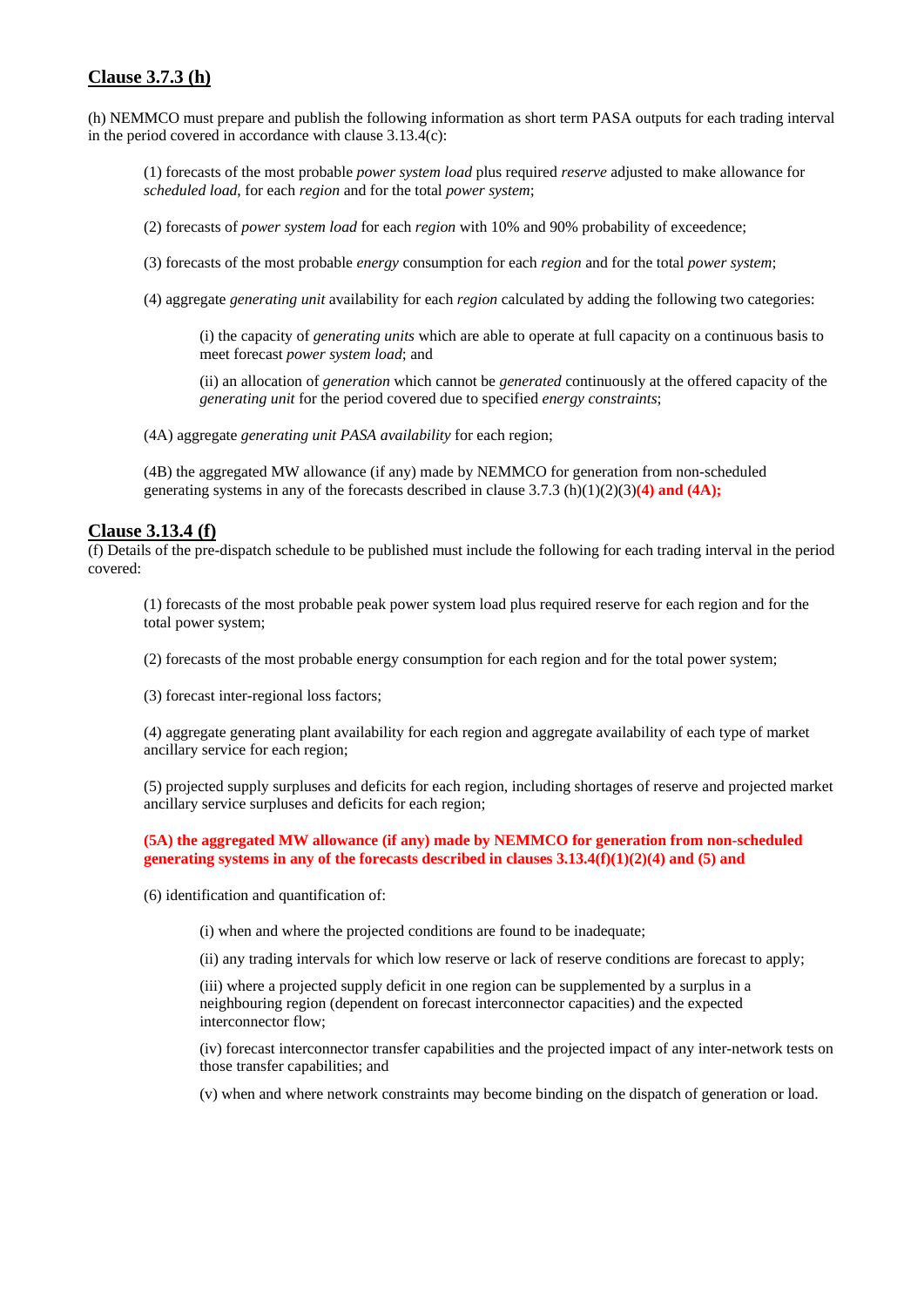## Clause 3.7.3 (h)

(h) NEMMCO must prepare and publish the following information as short term PASA outputs for each trading interval in the period covered in accordance with clause 3.13.4(c):

(1) forecasts of the most probable *power system load* plus required *reserve* adjusted to make allowance for *scheduled load*, for each *region* and for the total *power system*;

(2) forecasts of *power system load* for each *region* with 10% and 90% probability of exceedence;

(3) forecasts of the most probable *energy* consumption for each *region* and for the total *power system*;

(4) aggregate *generating unit* availability for each *region* calculated by adding the following two categories:

(i) the capacity of *generating units* which are able to operate at full capacity on a continuous basis to meet forecast *power system load*; and

(ii) an allocation of *generation* which cannot be *generated* continuously at the offered capacity of the *generating unit* for the period covered due to specified *energy constraints*;

(4A) aggregate *generating unit PASA availability* for each region;

(4B) the aggregated MW allowance (if any) made by NEMMCO for generation from non-scheduled generating systems in any of the forecasts described in clause 3.7.3 (h)(1)(2)(3)**(4) and (4A);**

## Clause 3.13.4 (f)

(f) Details of the pre-dispatch schedule to be published must include the following for each trading interval in the period covered:

(1) forecasts of the most probable peak power system load plus required reserve for each region and for the total power system;

(2) forecasts of the most probable energy consumption for each region and for the total power system;

(3) forecast inter-regional loss factors;

(4) aggregate generating plant availability for each region and aggregate availability of each type of market ancillary service for each region;

(5) projected supply surpluses and deficits for each region, including shortages of reserve and projected market ancillary service surpluses and deficits for each region;

**(5A) the aggregated MW allowance (if any) made by NEMMCO for generation from non-scheduled generating systems in any of the forecasts described in clauses 3.13.4(f)(1)(2)(4) and (5) and**

(6) identification and quantification of:

(i) when and where the projected conditions are found to be inadequate;

(ii) any trading intervals for which low reserve or lack of reserve conditions are forecast to apply;

(iii) where a projected supply deficit in one region can be supplemented by a surplus in a neighbouring region (dependent on forecast interconnector capacities) and the expected interconnector flow;

(iv) forecast interconnector transfer capabilities and the projected impact of any inter-network tests on those transfer capabilities; and

(v) when and where network constraints may become binding on the dispatch of generation or load.